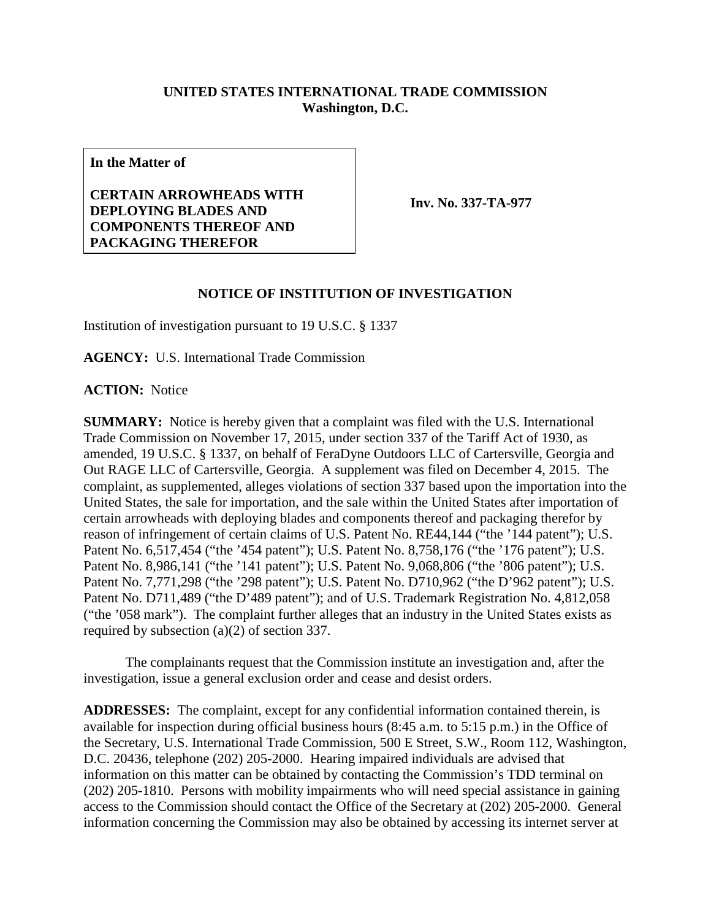**UNITED STATES INTERNATIONAL TRADE COMMISSION**
**Washington, D.C.**

**In the Matter of**

**CERTAIN ARROWHEADS WITH DEPLOYING BLADES AND COMPONENTS THEREOF AND PACKAGING THEREFOR**

**Inv. No. 337-TA-977**

## NOTICE OF INSTITUTION OF INVESTIGATION

Institution of investigation pursuant to 19 U.S.C. § 1337

**AGENCY:** U.S. International Trade Commission

**ACTION:** Notice

**SUMMARY:** Notice is hereby given that a complaint was filed with the U.S. International Trade Commission on November 17, 2015, under section 337 of the Tariff Act of 1930, as amended, 19 U.S.C. § 1337, on behalf of FeraDyne Outdoors LLC of Cartersville, Georgia and Out RAGE LLC of Cartersville, Georgia. A supplement was filed on December 4, 2015. The complaint, as supplemented, alleges violations of section 337 based upon the importation into the United States, the sale for importation, and the sale within the United States after importation of certain arrowheads with deploying blades and components thereof and packaging therefor by reason of infringement of certain claims of U.S. Patent No. RE44,144 ("the '144 patent"); U.S. Patent No. 6,517,454 ("the '454 patent"); U.S. Patent No. 8,758,176 ("the '176 patent"); U.S. Patent No. 8,986,141 ("the '141 patent"); U.S. Patent No. 9,068,806 ("the '806 patent"); U.S. Patent No. 7,771,298 ("the '298 patent"); U.S. Patent No. D710,962 ("the D'962 patent"); U.S. Patent No. D711,489 ("the D'489 patent"); and of U.S. Trademark Registration No. 4,812,058 ("the '058 mark"). The complaint further alleges that an industry in the United States exists as required by subsection (a)(2) of section 337.

The complainants request that the Commission institute an investigation and, after the investigation, issue a general exclusion order and cease and desist orders.

**ADDRESSES:** The complaint, except for any confidential information contained therein, is available for inspection during official business hours (8:45 a.m. to 5:15 p.m.) in the Office of the Secretary, U.S. International Trade Commission, 500 E Street, S.W., Room 112, Washington, D.C. 20436, telephone (202) 205-2000. Hearing impaired individuals are advised that information on this matter can be obtained by contacting the Commission's TDD terminal on (202) 205-1810. Persons with mobility impairments who will need special assistance in gaining access to the Commission should contact the Office of the Secretary at (202) 205-2000. General information concerning the Commission may also be obtained by accessing its internet server at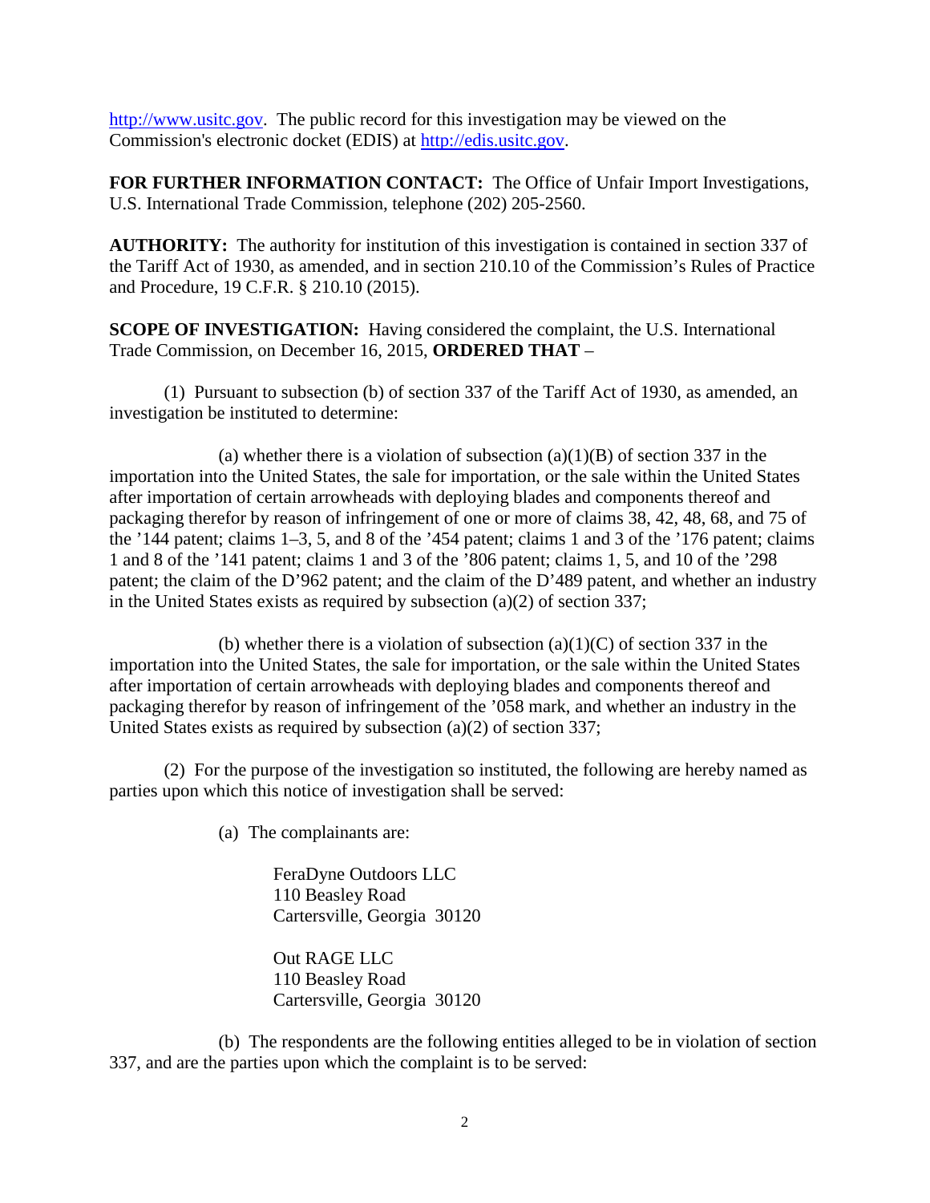http://www.usitc.gov. The public record for this investigation may be viewed on the Commission's electronic docket (EDIS) at http://edis.usitc.gov.

**FOR FURTHER INFORMATION CONTACT:** The Office of Unfair Import Investigations, U.S. International Trade Commission, telephone (202) 205-2560.

**AUTHORITY:** The authority for institution of this investigation is contained in section 337 of the Tariff Act of 1930, as amended, and in section 210.10 of the Commission's Rules of Practice and Procedure, 19 C.F.R. § 210.10 (2015).

**SCOPE OF INVESTIGATION:** Having considered the complaint, the U.S. International Trade Commission, on December 16, 2015, **ORDERED THAT** –

(1) Pursuant to subsection (b) of section 337 of the Tariff Act of 1930, as amended, an investigation be instituted to determine:

(a) whether there is a violation of subsection (a)(1)(B) of section 337 in the importation into the United States, the sale for importation, or the sale within the United States after importation of certain arrowheads with deploying blades and components thereof and packaging therefor by reason of infringement of one or more of claims 38, 42, 48, 68, and 75 of the '144 patent; claims 1–3, 5, and 8 of the '454 patent; claims 1 and 3 of the '176 patent; claims 1 and 8 of the '141 patent; claims 1 and 3 of the '806 patent; claims 1, 5, and 10 of the '298 patent; the claim of the D'962 patent; and the claim of the D'489 patent, and whether an industry in the United States exists as required by subsection (a)(2) of section 337;

(b) whether there is a violation of subsection (a)(1)(C) of section 337 in the importation into the United States, the sale for importation, or the sale within the United States after importation of certain arrowheads with deploying blades and components thereof and packaging therefor by reason of infringement of the '058 mark, and whether an industry in the United States exists as required by subsection (a)(2) of section 337;

(2) For the purpose of the investigation so instituted, the following are hereby named as parties upon which this notice of investigation shall be served:

(a) The complainants are:

FeraDyne Outdoors LLC
110 Beasley Road
Cartersville, Georgia 30120

Out RAGE LLC
110 Beasley Road
Cartersville, Georgia 30120

(b) The respondents are the following entities alleged to be in violation of section 337, and are the parties upon which the complaint is to be served: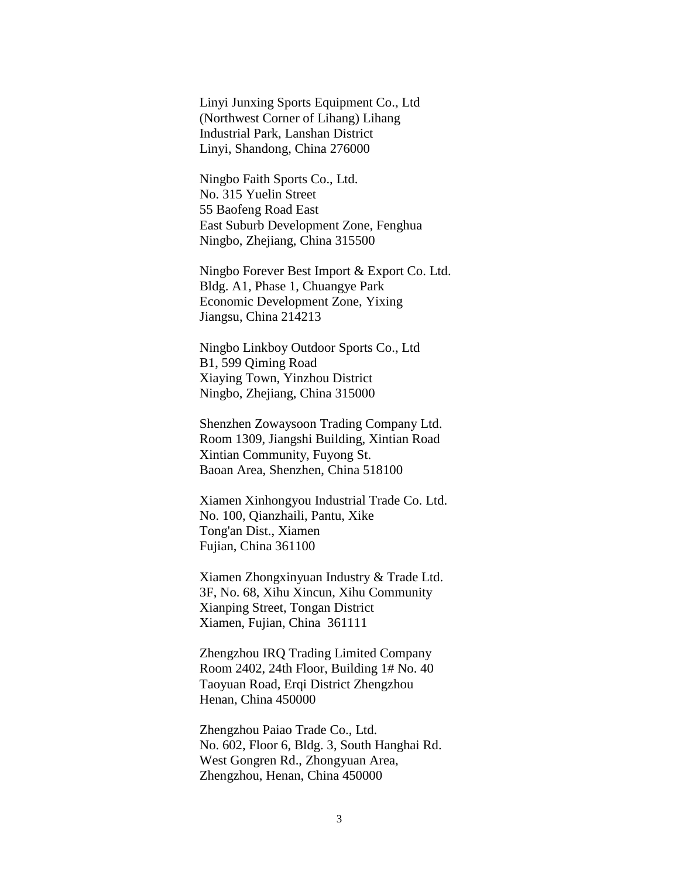Linyi Junxing Sports Equipment Co., Ltd
(Northwest Corner of Lihang) Lihang
Industrial Park, Lanshan District
Linyi, Shandong, China 276000

Ningbo Faith Sports Co., Ltd.
No. 315 Yuelin Street
55 Baofeng Road East
East Suburb Development Zone, Fenghua
Ningbo, Zhejiang, China 315500

Ningbo Forever Best Import & Export Co. Ltd.
Bldg. A1, Phase 1, Chuangye Park
Economic Development Zone, Yixing
Jiangsu, China 214213

Ningbo Linkboy Outdoor Sports Co., Ltd
B1, 599 Qiming Road
Xiaying Town, Yinzhou District
Ningbo, Zhejiang, China 315000

Shenzhen Zowaysoon Trading Company Ltd.
Room 1309, Jiangshi Building, Xintian Road
Xintian Community, Fuyong St.
Baoan Area, Shenzhen, China 518100

Xiamen Xinhongyou Industrial Trade Co. Ltd.
No. 100, Qianzhaili, Pantu, Xike
Tong'an Dist., Xiamen
Fujian, China 361100

Xiamen Zhongxinyuan Industry & Trade Ltd.
3F, No. 68, Xihu Xincun, Xihu Community
Xianping Street, Tongan District
Xiamen, Fujian, China 361111

Zhengzhou IRQ Trading Limited Company
Room 2402, 24th Floor, Building 1# No. 40
Taoyuan Road, Erqi District Zhengzhou
Henan, China 450000

Zhengzhou Paiao Trade Co., Ltd.
No. 602, Floor 6, Bldg. 3, South Hanghai Rd.
West Gongren Rd., Zhongyuan Area,
Zhengzhou, Henan, China 450000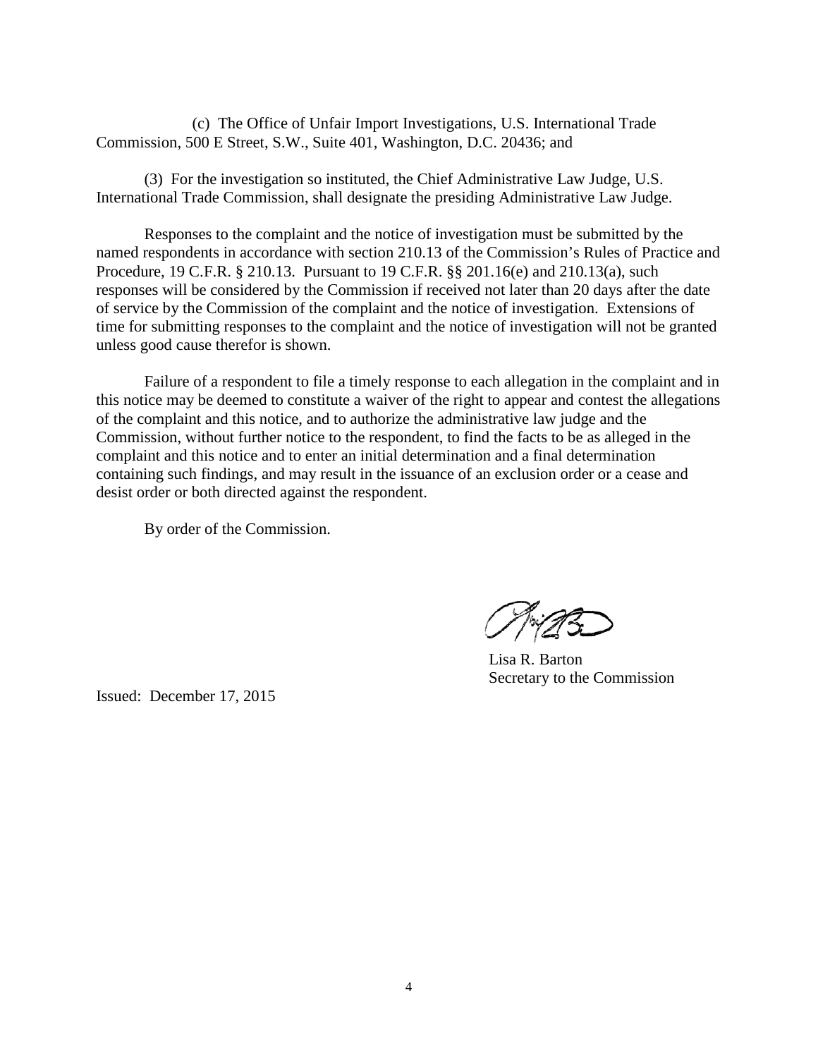(c) The Office of Unfair Import Investigations, U.S. International Trade Commission, 500 E Street, S.W., Suite 401, Washington, D.C. 20436; and

(3) For the investigation so instituted, the Chief Administrative Law Judge, U.S. International Trade Commission, shall designate the presiding Administrative Law Judge.

Responses to the complaint and the notice of investigation must be submitted by the named respondents in accordance with section 210.13 of the Commission's Rules of Practice and Procedure, 19 C.F.R. § 210.13. Pursuant to 19 C.F.R. §§ 201.16(e) and 210.13(a), such responses will be considered by the Commission if received not later than 20 days after the date of service by the Commission of the complaint and the notice of investigation. Extensions of time for submitting responses to the complaint and the notice of investigation will not be granted unless good cause therefor is shown.

Failure of a respondent to file a timely response to each allegation in the complaint and in this notice may be deemed to constitute a waiver of the right to appear and contest the allegations of the complaint and this notice, and to authorize the administrative law judge and the Commission, without further notice to the respondent, to find the facts to be as alleged in the complaint and this notice and to enter an initial determination and a final determination containing such findings, and may result in the issuance of an exclusion order or a cease and desist order or both directed against the respondent.

By order of the Commission.

Lisa R. Barton
Secretary to the Commission

Issued: December 17, 2015